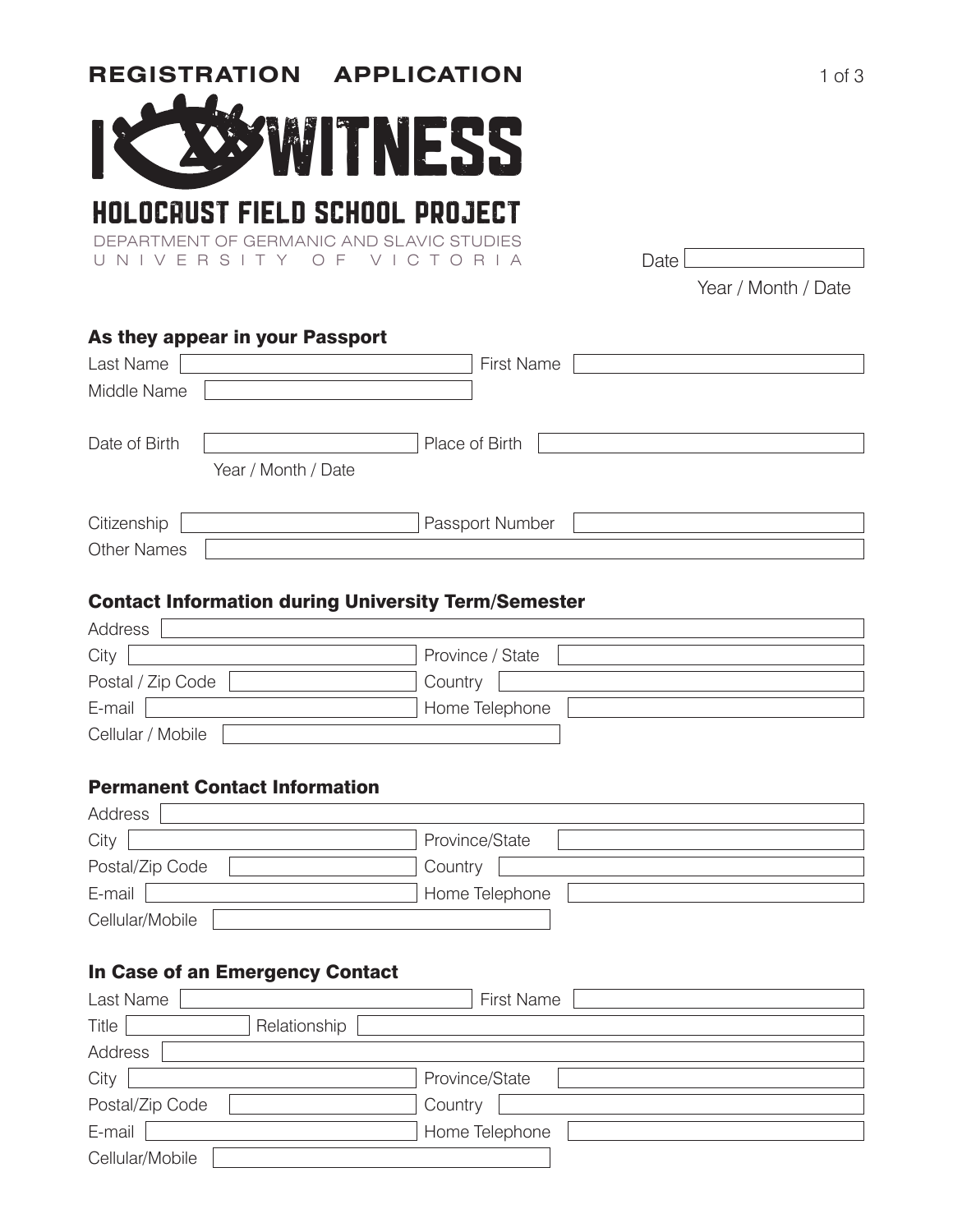# REGISTRATION APPLICATION

# I WITNESS

## HOLOCAUST FIELD SCHOOL PROJECT

DEPARTMENT OF GERMANIC AND SLAVIC STUDIES
UNIVERSITY OF VICTORIA

Date: ____________________
Year / Month / Date

### As they appear in your Passport

Last Name: ____________________ First Name: ____________________

Middle Name: ____________________

Date of Birth: ____________________ Place of Birth: ____________________
Year / Month / Date

Citizenship: ____________________ Passport Number: ____________________

Other Names: ____________________

### Contact Information during University Term/Semester

Address: ____________________

City: ____________________ Province / State: ____________________

Postal / Zip Code: ____________________ Country: ____________________

E-mail: ____________________ Home Telephone: ____________________

Cellular / Mobile: ____________________

### Permanent Contact Information

Address: ____________________

City: ____________________ Province/State: ____________________

Postal/Zip Code: ____________________ Country: ____________________

E-mail: ____________________ Home Telephone: ____________________

Cellular/Mobile: ____________________

### In Case of an Emergency Contact

Last Name: ____________________ First Name: ____________________

Title: ____________________ Relationship: ____________________

Address: ____________________

City: ____________________ Province/State: ____________________

Postal/Zip Code: ____________________ Country: ____________________

E-mail: ____________________ Home Telephone: ____________________

Cellular/Mobile: ____________________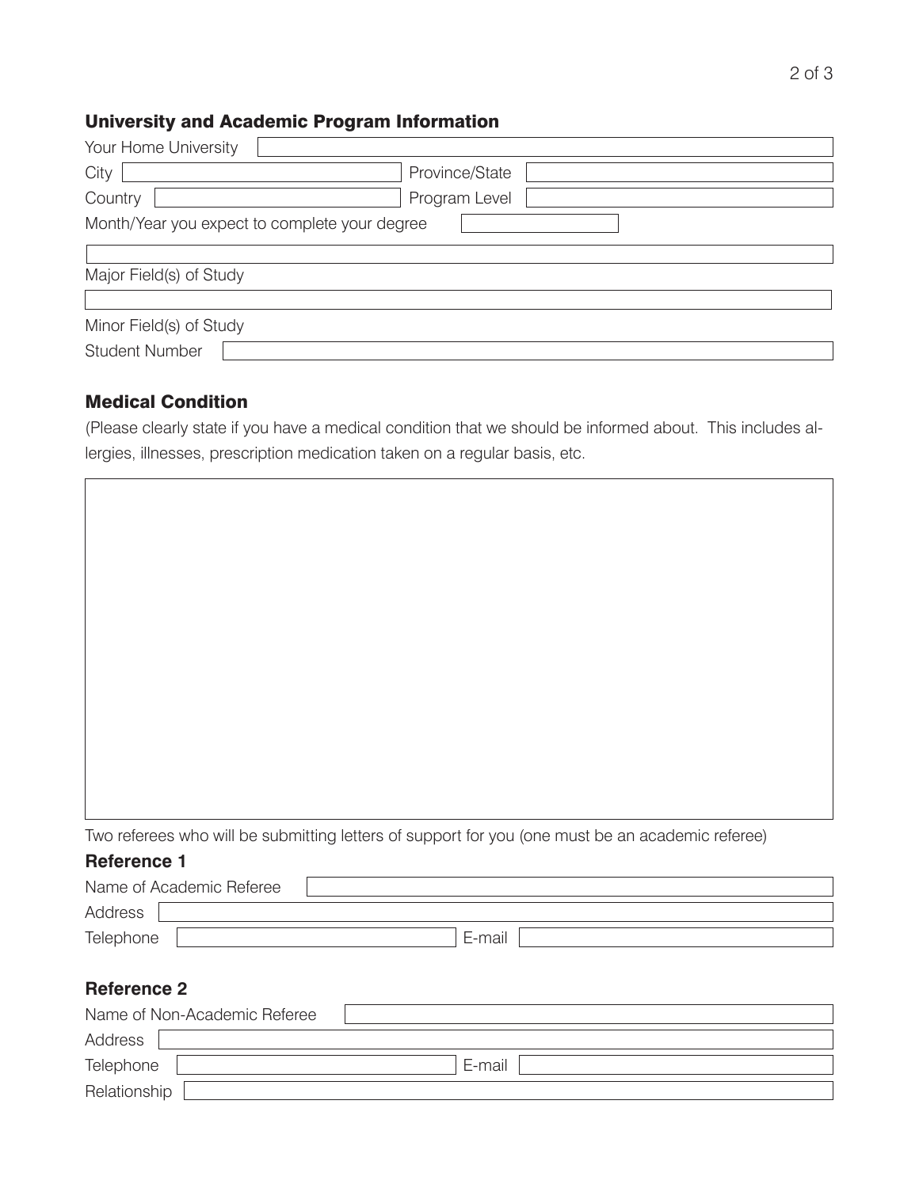## University and Academic Program Information

Your Home University

City

Province/State

Country

Program Level

Month/Year you expect to complete your degree

Major Field(s) of Study

Minor Field(s) of Study

Student Number

## Medical Condition

(Please clearly state if you have a medical condition that we should be informed about. This includes allergies, illnesses, prescription medication taken on a regular basis, etc.

Two referees who will be submitting letters of support for you (one must be an academic referee)

### Reference 1

Name of Academic Referee

Address

Telephone

E-mail

### Reference 2

Name of Non-Academic Referee

Address

Telephone

E-mail

Relationship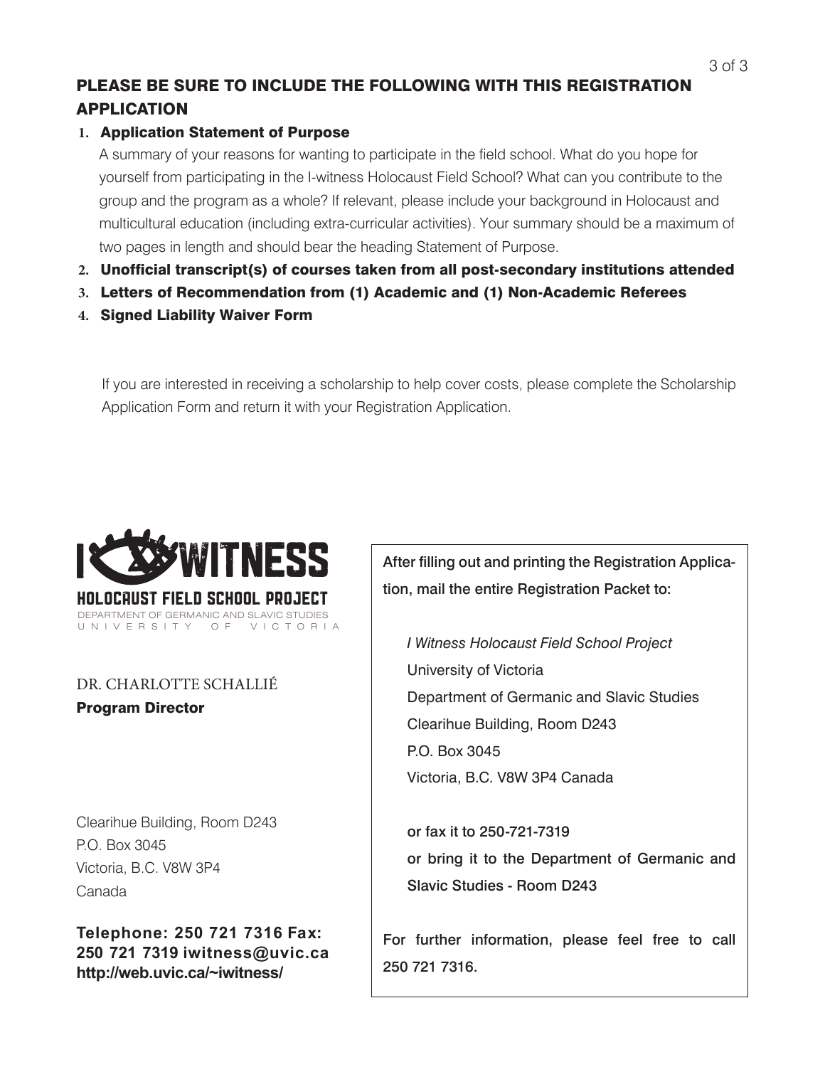## PLEASE BE SURE TO INCLUDE THE FOLLOWING WITH THIS REGISTRATION APPLICATION

1. **Application Statement of Purpose**
   A summary of your reasons for wanting to participate in the field school. What do you hope for yourself from participating in the I-witness Holocaust Field School? What can you contribute to the group and the program as a whole? If relevant, please include your background in Holocaust and multicultural education (including extra-curricular activities). Your summary should be a maximum of two pages in length and should bear the heading Statement of Purpose.
2. **Unofficial transcript(s) of courses taken from all post-secondary institutions attended**
3. **Letters of Recommendation from (1) Academic and (1) Non-Academic Referees**
4. **Signed Liability Waiver Form**

If you are interested in receiving a scholarship to help cover costs, please complete the Scholarship Application Form and return it with your Registration Application.

I WITNESS
HOLOCAUST FIELD SCHOOL PROJECT
DEPARTMENT OF GERMANIC AND SLAVIC STUDIES
UNIVERSITY OF VICTORIA

DR. CHARLOTTE SCHALLIÉ
**Program Director**

Clearihue Building, Room D243
P.O. Box 3045
Victoria, B.C. V8W 3P4
Canada

**Telephone: 250 721 7316 Fax: 250 721 7319 iwitness@uvic.ca**
**http://web.uvic.ca/~iwitness/**

After filling out and printing the Registration Application, mail the entire Registration Packet to:

*I Witness Holocaust Field School Project*
University of Victoria
Department of Germanic and Slavic Studies
Clearihue Building, Room D243
P.O. Box 3045
Victoria, B.C. V8W 3P4 Canada

or fax it to 250-721-7319
or bring it to the Department of Germanic and Slavic Studies - Room D243

For further information, please feel free to call 250 721 7316.